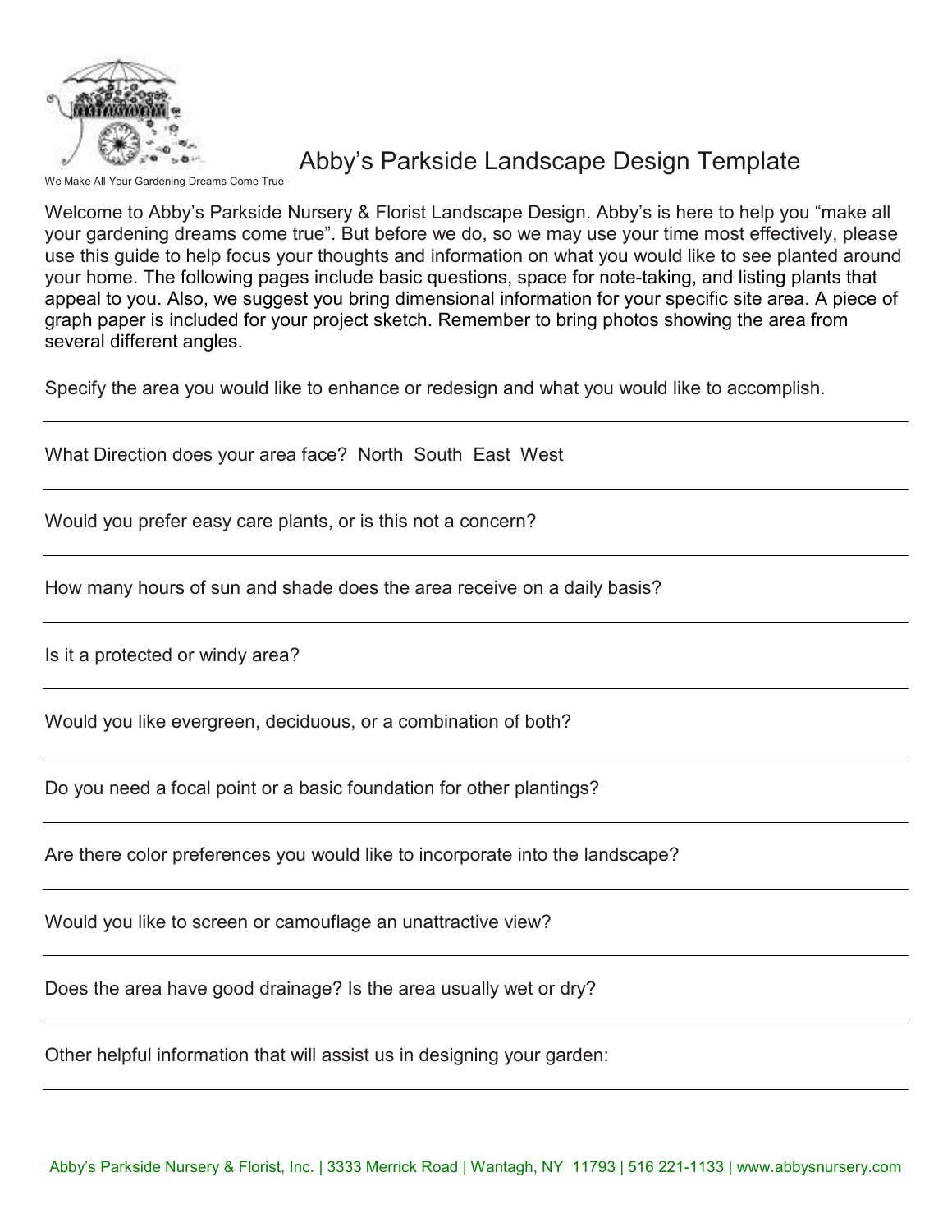We Make All Your Gardening Dreams Come True

# Abby's Parkside Landscape Design Template

Welcome to Abby's Parkside Nursery & Florist Landscape Design. Abby's is here to help you "make all your gardening dreams come true". But before we do, so we may use your time most effectively, please use this guide to help focus your thoughts and information on what you would like to see planted around your home. The following pages include basic questions, space for note-taking, and listing plants that appeal to you. Also, we suggest you bring dimensional information for your specific site area. A piece of graph paper is included for your project sketch. Remember to bring photos showing the area from several different angles.

Specify the area you would like to enhance or redesign and what you would like to accomplish.

---

What Direction does your area face? North South East West

---

Would you prefer easy care plants, or is this not a concern?

---

How many hours of sun and shade does the area receive on a daily basis?

---

Is it a protected or windy area?

---

Would you like evergreen, deciduous, or a combination of both?

---

Do you need a focal point or a basic foundation for other plantings?

---

Are there color preferences you would like to incorporate into the landscape?

---

Would you like to screen or camouflage an unattractive view?

---

Does the area have good drainage? Is the area usually wet or dry?

---

Other helpful information that will assist us in designing your garden:

---

Abby's Parkside Nursery & Florist, Inc. | 3333 Merrick Road | Wantagh, NY 11793 | 516 221-1133 | www.abbysnursery.com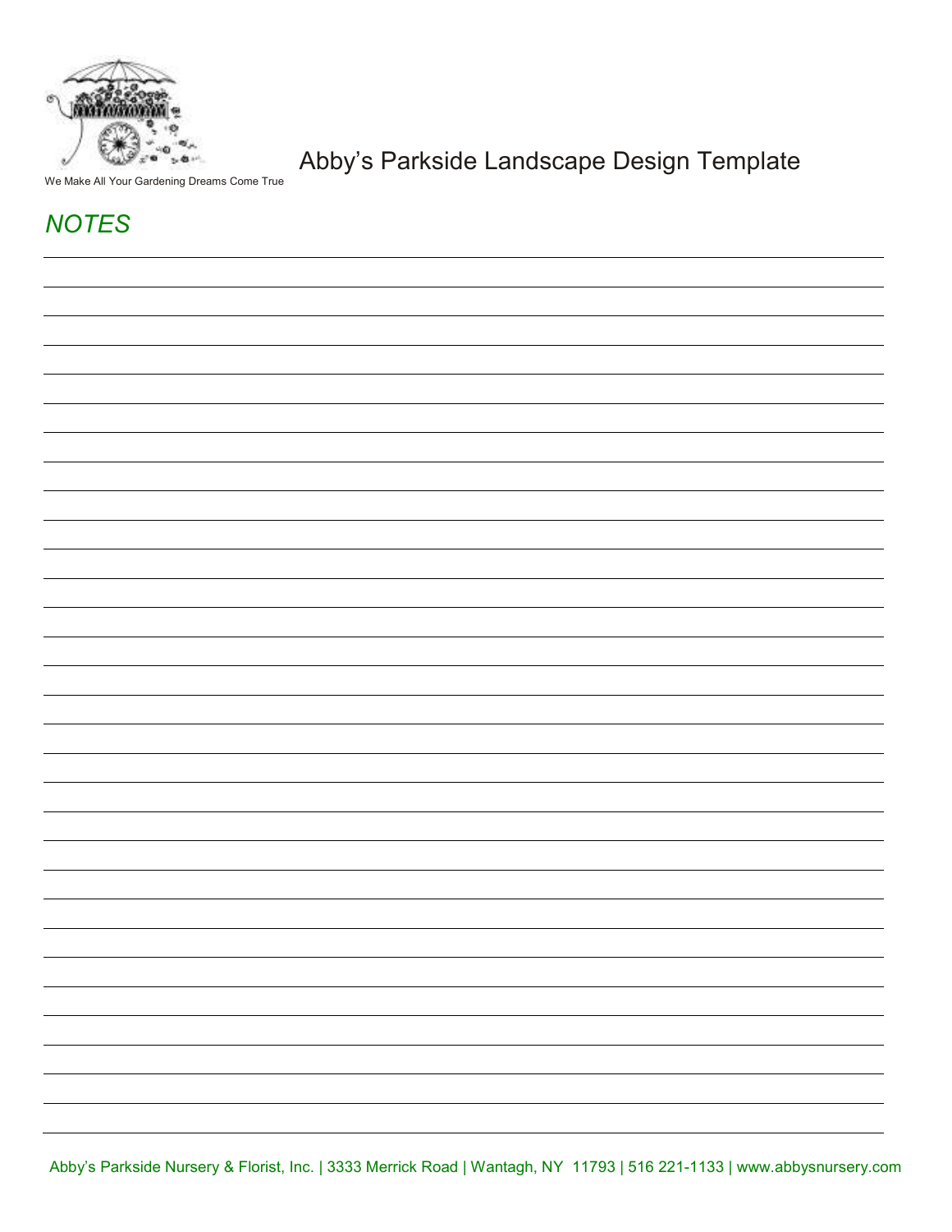We Make All Your Gardening Dreams Come True

# Abby's Parkside Landscape Design Template

## *NOTES*

Abby's Parkside Nursery & Florist, Inc. | 3333 Merrick Road | Wantagh, NY 11793 | 516 221-1133 | www.abbysnursery.com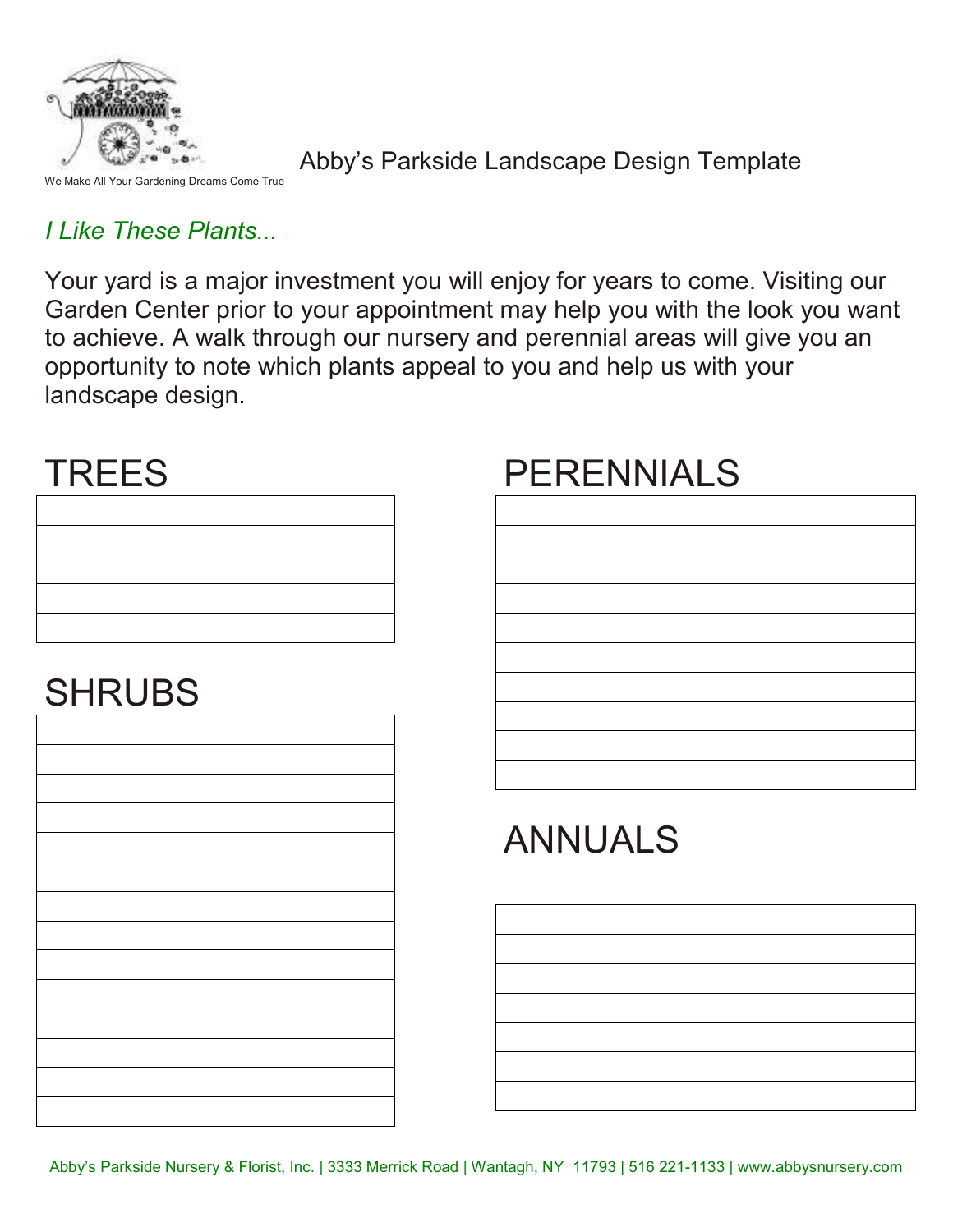We Make All Your Gardening Dreams Come True

# Abby's Parkside Landscape Design Template

*I Like These Plants...*

Your yard is a major investment you will enjoy for years to come. Visiting our Garden Center prior to your appointment may help you with the look you want to achieve. A walk through our nursery and perennial areas will give you an opportunity to note which plants appeal to you and help us with your landscape design.

## TREES

| |
|---|
| |
| |
| |
| |
| |

## SHRUBS

| |
|---|
| |
| |
| |
| |
| |
| |
| |
| |
| |
| |
| |
| |
| |
| |

## PERENNIALS

| |
|---|
| |
| |
| |
| |
| |
| |
| |
| |
| |
| |

## ANNUALS

| |
|---|
| |
| |
| |
| |
| |
| |
| |

Abby's Parkside Nursery & Florist, Inc. | 3333 Merrick Road | Wantagh, NY 11793 | 516 221-1133 | www.abbysnursery.com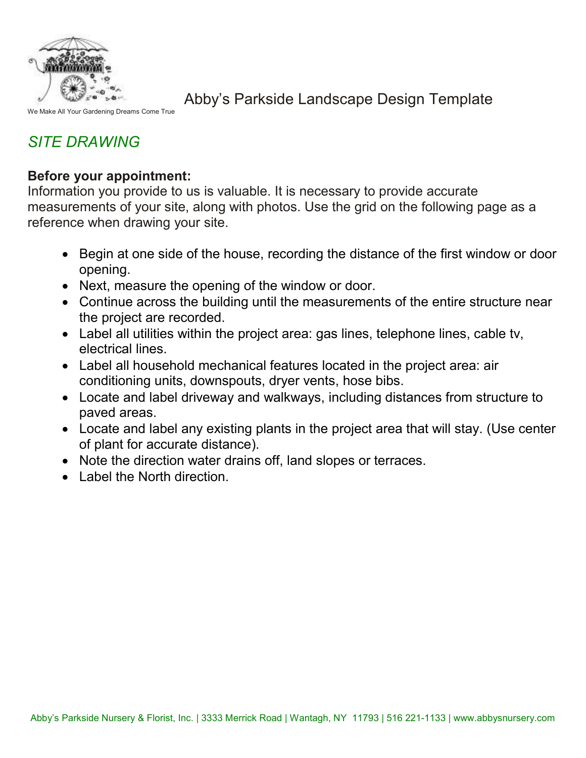We Make All Your Gardening Dreams Come True

# Abby's Parkside Landscape Design Template

## *SITE DRAWING*

**Before your appointment:**
Information you provide to us is valuable. It is necessary to provide accurate measurements of your site, along with photos. Use the grid on the following page as a reference when drawing your site.

- Begin at one side of the house, recording the distance of the first window or door opening.
- Next, measure the opening of the window or door.
- Continue across the building until the measurements of the entire structure near the project are recorded.
- Label all utilities within the project area: gas lines, telephone lines, cable tv, electrical lines.
- Label all household mechanical features located in the project area: air conditioning units, downspouts, dryer vents, hose bibs.
- Locate and label driveway and walkways, including distances from structure to paved areas.
- Locate and label any existing plants in the project area that will stay. (Use center of plant for accurate distance).
- Note the direction water drains off, land slopes or terraces.
- Label the North direction.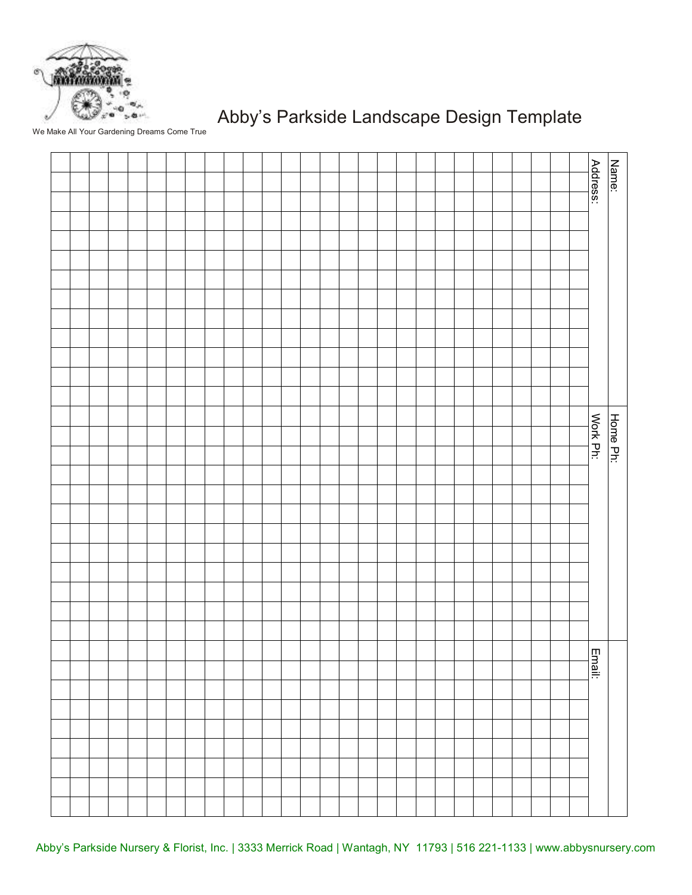We Make All Your Gardening Dreams Come True

# Abby's Parkside Landscape Design Template

Name:

Address:

Home Ph:

Work Ph:

Email:

Abby's Parkside Nursery & Florist, Inc. | 3333 Merrick Road | Wantagh, NY 11793 | 516 221-1133 | www.abbysnursery.com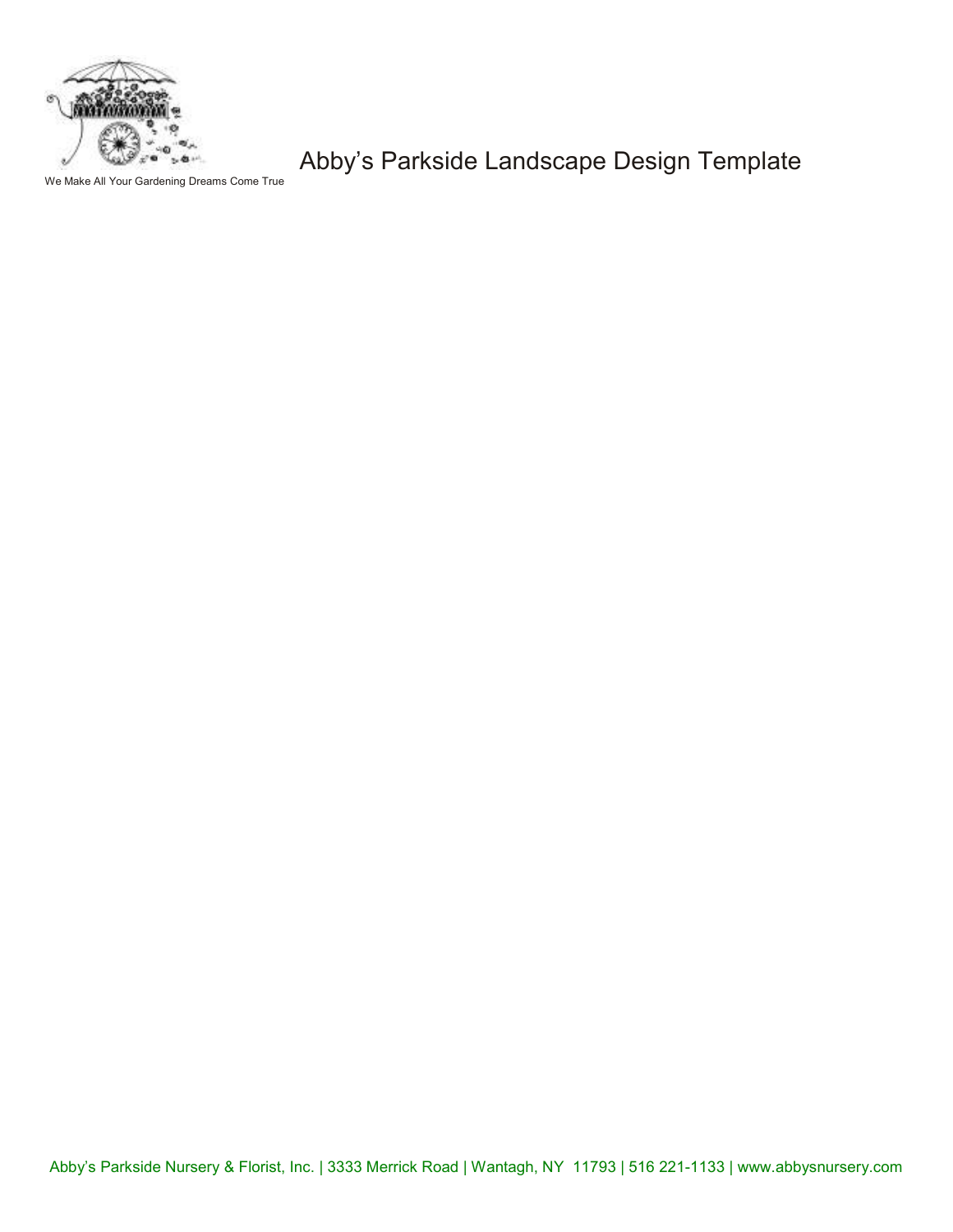We Make All Your Gardening Dreams Come True

# Abby's Parkside Landscape Design Template

Abby's Parkside Nursery & Florist, Inc. | 3333 Merrick Road | Wantagh, NY 11793 | 516 221-1133 | www.abbysnursery.com